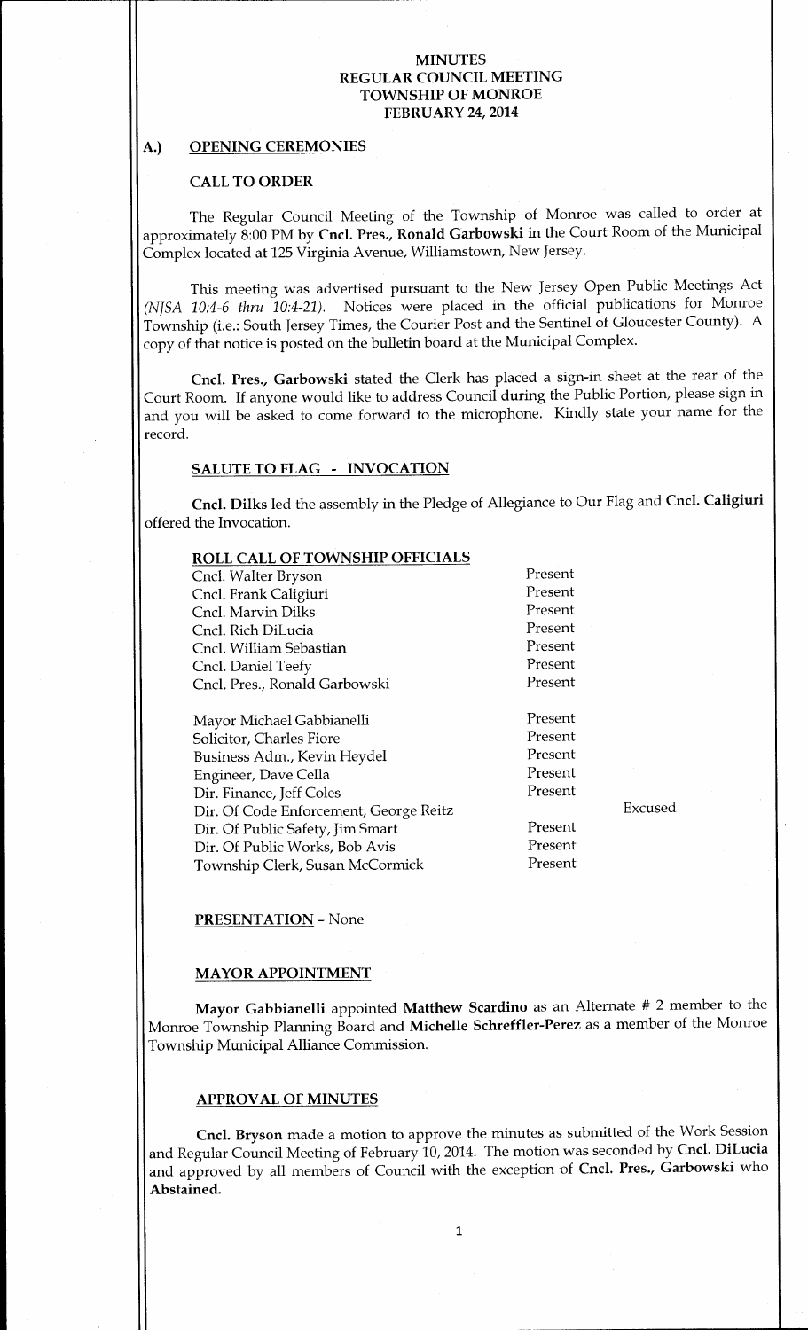# MINUTES
# REGULAR COUNCIL MEETING
# TOWNSHIP OF MONROE
# FEBRUARY 24, 2014

## A.) OPENING CEREMONIES

### CALL TO ORDER

The Regular Council Meeting of the Township of Monroe was called to order at approximately 8:00 PM by **Cncl. Pres., Ronald Garbowski** in the Court Room of the Municipal Complex located at 125 Virginia Avenue, Williamstown, New Jersey.

This meeting was advertised pursuant to the New Jersey Open Public Meetings Act *(NJSA 10:4-6 thru 10:4-21)*. Notices were placed in the official publications for Monroe Township (i.e.: South Jersey Times, the Courier Post and the Sentinel of Gloucester County). A copy of that notice is posted on the bulletin board at the Municipal Complex.

**Cncl. Pres., Garbowski** stated the Clerk has placed a sign-in sheet at the rear of the Court Room. If anyone would like to address Council during the Public Portion, please sign in and you will be asked to come forward to the microphone. Kindly state your name for the record.

### SALUTE TO FLAG - INVOCATION

**Cncl. Dilks** led the assembly in the Pledge of Allegiance to Our Flag and **Cncl. Caligiuri** offered the Invocation.

### ROLL CALL OF TOWNSHIP OFFICIALS

| | | |
|---|---|---|
| Cncl. Walter Bryson | Present | |
| Cncl. Frank Caligiuri | Present | |
| Cncl. Marvin Dilks | Present | |
| Cncl. Rich DiLucia | Present | |
| Cncl. William Sebastian | Present | |
| Cncl. Daniel Teefy | Present | |
| Cncl. Pres., Ronald Garbowski | Present | |
| Mayor Michael Gabbianelli | Present | |
| Solicitor, Charles Fiore | Present | |
| Business Adm., Kevin Heydel | Present | |
| Engineer, Dave Cella | Present | |
| Dir. Finance, Jeff Coles | Present | |
| Dir. Of Code Enforcement, George Reitz | | Excused |
| Dir. Of Public Safety, Jim Smart | Present | |
| Dir. Of Public Works, Bob Avis | Present | |
| Township Clerk, Susan McCormick | Present | |

### PRESENTATION - None

### MAYOR APPOINTMENT

**Mayor Gabbianelli** appointed **Matthew Scardino** as an Alternate # 2 member to the Monroe Township Planning Board and **Michelle Schreffler-Perez** as a member of the Monroe Township Municipal Alliance Commission.

### APPROVAL OF MINUTES

**Cncl. Bryson** made a motion to approve the minutes as submitted of the Work Session and Regular Council Meeting of February 10, 2014. The motion was seconded by **Cncl. DiLucia** and approved by all members of Council with the exception of **Cncl. Pres., Garbowski** who **Abstained.**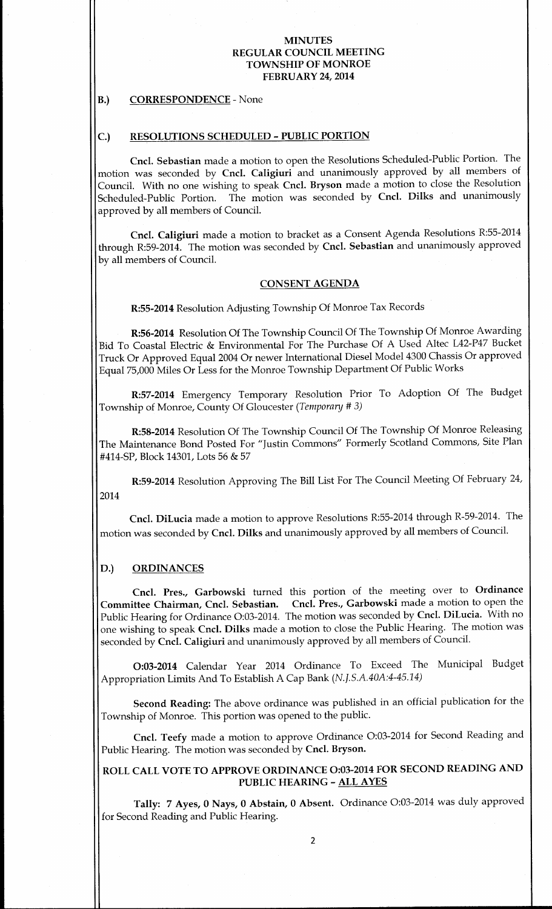**MINUTES**
**REGULAR COUNCIL MEETING**
**TOWNSHIP OF MONROE**
**FEBRUARY 24, 2014**

## B.) CORRESPONDENCE - None

## C.) RESOLUTIONS SCHEDULED - PUBLIC PORTION

**Cncl. Sebastian** made a motion to open the Resolutions Scheduled-Public Portion. The motion was seconded by **Cncl. Caligiuri** and unanimously approved by all members of Council. With no one wishing to speak **Cncl. Bryson** made a motion to close the Resolution Scheduled-Public Portion. The motion was seconded by **Cncl. Dilks** and unanimously approved by all members of Council.

**Cncl. Caligiuri** made a motion to bracket as a Consent Agenda Resolutions R:55-2014 through R:59-2014. The motion was seconded by **Cncl. Sebastian** and unanimously approved by all members of Council.

### CONSENT AGENDA

**R:55-2014** Resolution Adjusting Township Of Monroe Tax Records

**R:56-2014** Resolution Of The Township Council Of The Township Of Monroe Awarding Bid To Coastal Electric & Environmental For The Purchase Of A Used Altec L42-P47 Bucket Truck Or Approved Equal 2004 Or newer International Diesel Model 4300 Chassis Or approved Equal 75,000 Miles Or Less for the Monroe Township Department Of Public Works

**R:57-2014** Emergency Temporary Resolution Prior To Adoption Of The Budget Township of Monroe, County Of Gloucester *(Temporary # 3)*

**R:58-2014** Resolution Of The Township Council Of The Township Of Monroe Releasing The Maintenance Bond Posted For "Justin Commons" Formerly Scotland Commons, Site Plan #414-SP, Block 14301, Lots 56 & 57

**R:59-2014** Resolution Approving The Bill List For The Council Meeting Of February 24, 2014

**Cncl. DiLucia** made a motion to approve Resolutions R:55-2014 through R-59-2014. The motion was seconded by **Cncl. Dilks** and unanimously approved by all members of Council.

## D.) ORDINANCES

**Cncl. Pres., Garbowski** turned this portion of the meeting over to **Ordinance Committee Chairman, Cncl. Sebastian. Cncl. Pres., Garbowski** made a motion to open the Public Hearing for Ordinance O:03-2014. The motion was seconded by **Cncl. DiLucia.** With no one wishing to speak **Cncl. Dilks** made a motion to close the Public Hearing. The motion was seconded by **Cncl. Caligiuri** and unanimously approved by all members of Council.

**O:03-2014** Calendar Year 2014 Ordinance To Exceed The Municipal Budget Appropriation Limits And To Establish A Cap Bank *(N.J.S.A.40A:4-45.14)*

**Second Reading:** The above ordinance was published in an official publication for the Township of Monroe. This portion was opened to the public.

**Cncl. Teefy** made a motion to approve Ordinance O:03-2014 for Second Reading and Public Hearing. The motion was seconded by **Cncl. Bryson.**

**ROLL CALL VOTE TO APPROVE ORDINANCE O:03-2014 FOR SECOND READING AND PUBLIC HEARING - ALL AYES**

**Tally: 7 Ayes, 0 Nays, 0 Abstain, 0 Absent.** Ordinance O:03-2014 was duly approved for Second Reading and Public Hearing.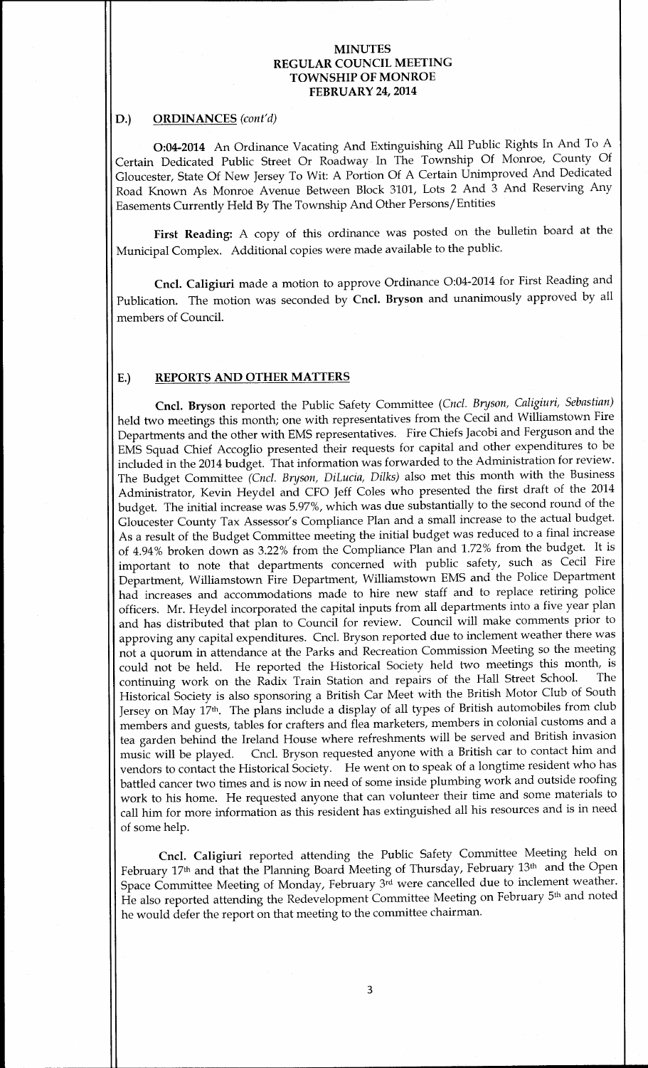**MINUTES**
**REGULAR COUNCIL MEETING**
**TOWNSHIP OF MONROE**
**FEBRUARY 24, 2014**

## D.) ORDINANCES *(cont'd)*

**O:04-2014** An Ordinance Vacating And Extinguishing All Public Rights In And To A Certain Dedicated Public Street Or Roadway In The Township Of Monroe, County Of Gloucester, State Of New Jersey To Wit: A Portion Of A Certain Unimproved And Dedicated Road Known As Monroe Avenue Between Block 3101, Lots 2 And 3 And Reserving Any Easements Currently Held By The Township And Other Persons/Entities

**First Reading:** A copy of this ordinance was posted on the bulletin board at the Municipal Complex. Additional copies were made available to the public.

**Cncl. Caligiuri** made a motion to approve Ordinance O:04-2014 for First Reading and Publication. The motion was seconded by **Cncl. Bryson** and unanimously approved by all members of Council.

## E.) REPORTS AND OTHER MATTERS

**Cncl. Bryson** reported the Public Safety Committee *(Cncl. Bryson, Caligiuri, Sebastian)* held two meetings this month; one with representatives from the Cecil and Williamstown Fire Departments and the other with EMS representatives. Fire Chiefs Jacobi and Ferguson and the EMS Squad Chief Accoglio presented their requests for capital and other expenditures to be included in the 2014 budget. That information was forwarded to the Administration for review. The Budget Committee *(Cncl. Bryson, DiLucia, Dilks)* also met this month with the Business Administrator, Kevin Heydel and CFO Jeff Coles who presented the first draft of the 2014 budget. The initial increase was 5.97%, which was due substantially to the second round of the Gloucester County Tax Assessor's Compliance Plan and a small increase to the actual budget. As a result of the Budget Committee meeting the initial budget was reduced to a final increase of 4.94% broken down as 3.22% from the Compliance Plan and 1.72% from the budget. It is important to note that departments concerned with public safety, such as Cecil Fire Department, Williamstown Fire Department, Williamstown EMS and the Police Department had increases and accommodations made to hire new staff and to replace retiring police officers. Mr. Heydel incorporated the capital inputs from all departments into a five year plan and has distributed that plan to Council for review. Council will make comments prior to approving any capital expenditures. Cncl. Bryson reported due to inclement weather there was not a quorum in attendance at the Parks and Recreation Commission Meeting so the meeting could not be held. He reported the Historical Society held two meetings this month, is continuing work on the Radix Train Station and repairs of the Hall Street School. The Historical Society is also sponsoring a British Car Meet with the British Motor Club of South Jersey on May 17th. The plans include a display of all types of British automobiles from club members and guests, tables for crafters and flea marketers, members in colonial customs and a tea garden behind the Ireland House where refreshments will be served and British invasion music will be played. Cncl. Bryson requested anyone with a British car to contact him and vendors to contact the Historical Society. He went on to speak of a longtime resident who has battled cancer two times and is now in need of some inside plumbing work and outside roofing work to his home. He requested anyone that can volunteer their time and some materials to call him for more information as this resident has extinguished all his resources and is in need of some help.

**Cncl. Caligiuri** reported attending the Public Safety Committee Meeting held on February 17th and that the Planning Board Meeting of Thursday, February 13th and the Open Space Committee Meeting of Monday, February 3rd were cancelled due to inclement weather. He also reported attending the Redevelopment Committee Meeting on February 5th and noted he would defer the report on that meeting to the committee chairman.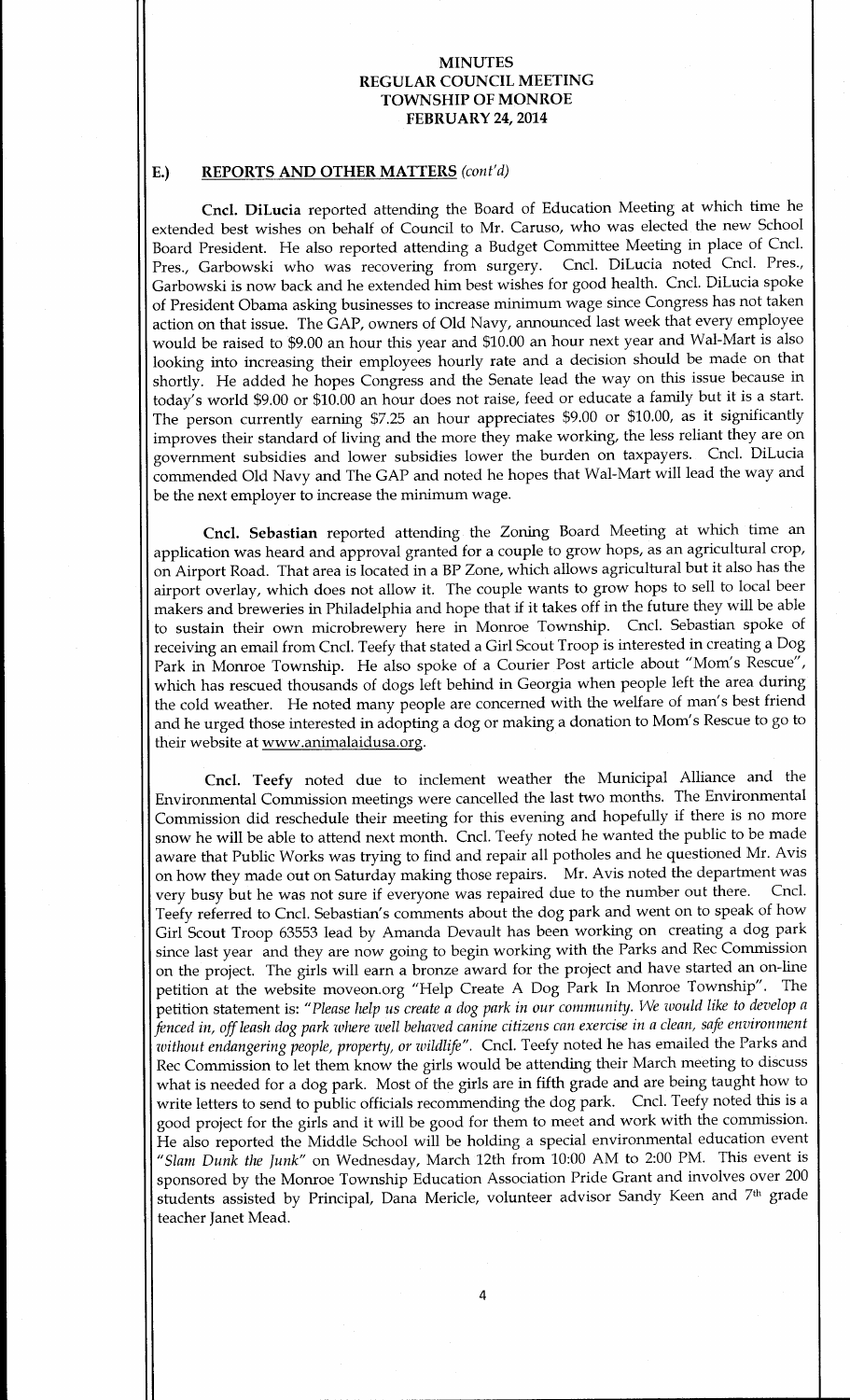# MINUTES
# REGULAR COUNCIL MEETING
# TOWNSHIP OF MONROE
# FEBRUARY 24, 2014

## E.) REPORTS AND OTHER MATTERS *(cont'd)*

**Cncl. DiLucia** reported attending the Board of Education Meeting at which time he extended best wishes on behalf of Council to Mr. Caruso, who was elected the new School Board President. He also reported attending a Budget Committee Meeting in place of Cncl. Pres., Garbowski who was recovering from surgery. Cncl. DiLucia noted Cncl. Pres., Garbowski is now back and he extended him best wishes for good health. Cncl. DiLucia spoke of President Obama asking businesses to increase minimum wage since Congress has not taken action on that issue. The GAP, owners of Old Navy, announced last week that every employee would be raised to $9.00 an hour this year and $10.00 an hour next year and Wal-Mart is also looking into increasing their employees hourly rate and a decision should be made on that shortly. He added he hopes Congress and the Senate lead the way on this issue because in today's world $9.00 or $10.00 an hour does not raise, feed or educate a family but it is a start. The person currently earning $7.25 an hour appreciates $9.00 or $10.00, as it significantly improves their standard of living and the more they make working, the less reliant they are on government subsidies and lower subsidies lower the burden on taxpayers. Cncl. DiLucia commended Old Navy and The GAP and noted he hopes that Wal-Mart will lead the way and be the next employer to increase the minimum wage.

**Cncl. Sebastian** reported attending the Zoning Board Meeting at which time an application was heard and approval granted for a couple to grow hops, as an agricultural crop, on Airport Road. That area is located in a BP Zone, which allows agricultural but it also has the airport overlay, which does not allow it. The couple wants to grow hops to sell to local beer makers and breweries in Philadelphia and hope that if it takes off in the future they will be able to sustain their own microbrewery here in Monroe Township. Cncl. Sebastian spoke of receiving an email from Cncl. Teefy that stated a Girl Scout Troop is interested in creating a Dog Park in Monroe Township. He also spoke of a Courier Post article about "Mom's Rescue", which has rescued thousands of dogs left behind in Georgia when people left the area during the cold weather. He noted many people are concerned with the welfare of man's best friend and he urged those interested in adopting a dog or making a donation to Mom's Rescue to go to their website at www.animalaidusa.org.

**Cncl. Teefy** noted due to inclement weather the Municipal Alliance and the Environmental Commission meetings were cancelled the last two months. The Environmental Commission did reschedule their meeting for this evening and hopefully if there is no more snow he will be able to attend next month. Cncl. Teefy noted he wanted the public to be made aware that Public Works was trying to find and repair all potholes and he questioned Mr. Avis on how they made out on Saturday making those repairs. Mr. Avis noted the department was very busy but he was not sure if everyone was repaired due to the number out there. Cncl. Teefy referred to Cncl. Sebastian's comments about the dog park and went on to speak of how Girl Scout Troop 63553 lead by Amanda Devault has been working on creating a dog park since last year and they are now going to begin working with the Parks and Rec Commission on the project. The girls will earn a bronze award for the project and have started an on-line petition at the website moveon.org "Help Create A Dog Park In Monroe Township". The petition statement is: "*Please help us create a dog park in our community. We would like to develop a fenced in, off leash dog park where well behaved canine citizens can exercise in a clean, safe environment without endangering people, property, or wildlife*". Cncl. Teefy noted he has emailed the Parks and Rec Commission to let them know the girls would be attending their March meeting to discuss what is needed for a dog park. Most of the girls are in fifth grade and are being taught how to write letters to send to public officials recommending the dog park. Cncl. Teefy noted this is a good project for the girls and it will be good for them to meet and work with the commission. He also reported the Middle School will be holding a special environmental education event "*Slam Dunk the Junk*" on Wednesday, March 12th from 10:00 AM to 2:00 PM. This event is sponsored by the Monroe Township Education Association Pride Grant and involves over 200 students assisted by Principal, Dana Mericle, volunteer advisor Sandy Keen and 7th grade teacher Janet Mead.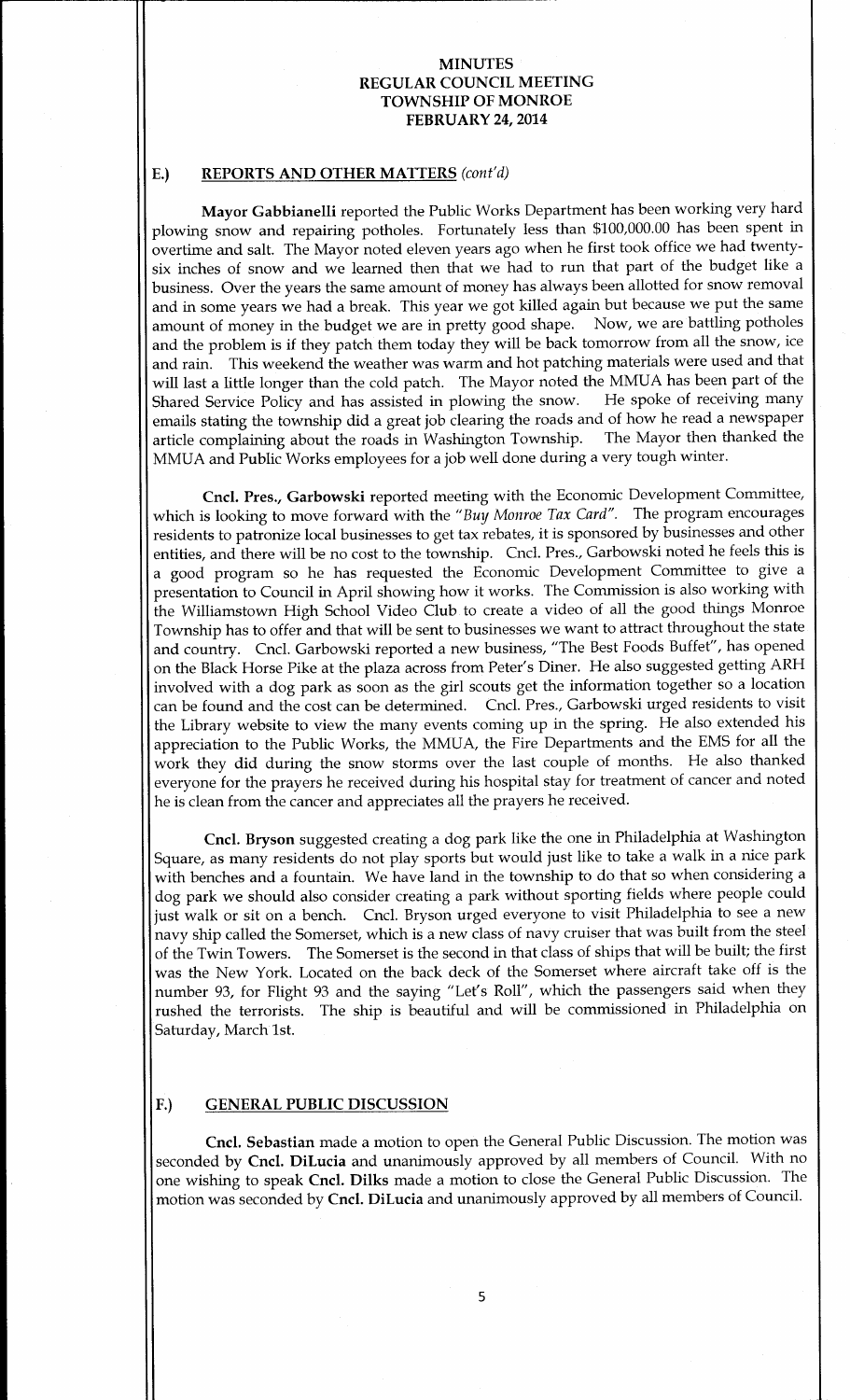# MINUTES
# REGULAR COUNCIL MEETING
# TOWNSHIP OF MONROE
# FEBRUARY 24, 2014

## E.) REPORTS AND OTHER MATTERS *(cont'd)*

**Mayor Gabbianelli** reported the Public Works Department has been working very hard plowing snow and repairing potholes. Fortunately less than $100,000.00 has been spent in overtime and salt. The Mayor noted eleven years ago when he first took office we had twenty-six inches of snow and we learned then that we had to run that part of the budget like a business. Over the years the same amount of money has always been allotted for snow removal and in some years we had a break. This year we got killed again but because we put the same amount of money in the budget we are in pretty good shape. Now, we are battling potholes and the problem is if they patch them today they will be back tomorrow from all the snow, ice and rain. This weekend the weather was warm and hot patching materials were used and that will last a little longer than the cold patch. The Mayor noted the MMUA has been part of the Shared Service Policy and has assisted in plowing the snow. He spoke of receiving many emails stating the township did a great job clearing the roads and of how he read a newspaper article complaining about the roads in Washington Township. The Mayor then thanked the MMUA and Public Works employees for a job well done during a very tough winter.

**Cncl. Pres., Garbowski** reported meeting with the Economic Development Committee, which is looking to move forward with the *"Buy Monroe Tax Card"*. The program encourages residents to patronize local businesses to get tax rebates, it is sponsored by businesses and other entities, and there will be no cost to the township. Cncl. Pres., Garbowski noted he feels this is a good program so he has requested the Economic Development Committee to give a presentation to Council in April showing how it works. The Commission is also working with the Williamstown High School Video Club to create a video of all the good things Monroe Township has to offer and that will be sent to businesses we want to attract throughout the state and country. Cncl. Garbowski reported a new business, "The Best Foods Buffet", has opened on the Black Horse Pike at the plaza across from Peter's Diner. He also suggested getting ARH involved with a dog park as soon as the girl scouts get the information together so a location can be found and the cost can be determined. Cncl. Pres., Garbowski urged residents to visit the Library website to view the many events coming up in the spring. He also extended his appreciation to the Public Works, the MMUA, the Fire Departments and the EMS for all the work they did during the snow storms over the last couple of months. He also thanked everyone for the prayers he received during his hospital stay for treatment of cancer and noted he is clean from the cancer and appreciates all the prayers he received.

**Cncl. Bryson** suggested creating a dog park like the one in Philadelphia at Washington Square, as many residents do not play sports but would just like to take a walk in a nice park with benches and a fountain. We have land in the township to do that so when considering a dog park we should also consider creating a park without sporting fields where people could just walk or sit on a bench. Cncl. Bryson urged everyone to visit Philadelphia to see a new navy ship called the Somerset, which is a new class of navy cruiser that was built from the steel of the Twin Towers. The Somerset is the second in that class of ships that will be built; the first was the New York. Located on the back deck of the Somerset where aircraft take off is the number 93, for Flight 93 and the saying "Let's Roll", which the passengers said when they rushed the terrorists. The ship is beautiful and will be commissioned in Philadelphia on Saturday, March 1st.

## F.) GENERAL PUBLIC DISCUSSION

**Cncl. Sebastian** made a motion to open the General Public Discussion. The motion was seconded by **Cncl. DiLucia** and unanimously approved by all members of Council. With no one wishing to speak **Cncl. Dilks** made a motion to close the General Public Discussion. The motion was seconded by **Cncl. DiLucia** and unanimously approved by all members of Council.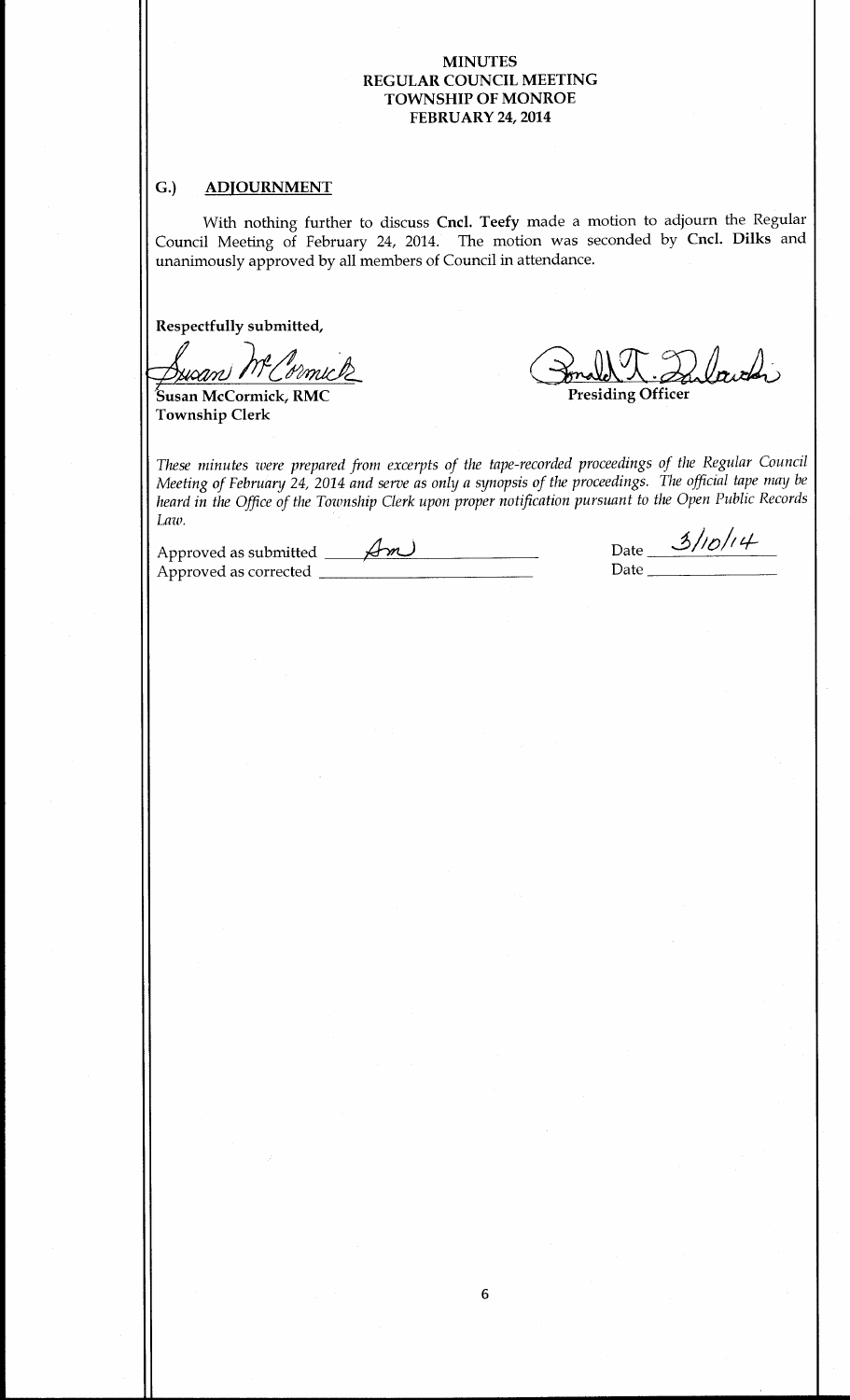**MINUTES**
**REGULAR COUNCIL MEETING**
**TOWNSHIP OF MONROE**
**FEBRUARY 24, 2014**

## G.) ADJOURNMENT

With nothing further to discuss **Cncl. Teefy** made a motion to adjourn the Regular Council Meeting of February 24, 2014. The motion was seconded by **Cncl. Dilks** and unanimously approved by all members of Council in attendance.

**Respectfully submitted,**

Susan McCormick

**Susan McCormick, RMC**
**Township Clerk**

**Presiding Officer**

*These minutes were prepared from excerpts of the tape-recorded proceedings of the Regular Council Meeting of February 24, 2014 and serve as only a synopsis of the proceedings. The official tape may be heard in the Office of the Township Clerk upon proper notification pursuant to the Open Public Records Law.*

Approved as submitted Am Date 3/10/14
Approved as corrected ____________ Date ________